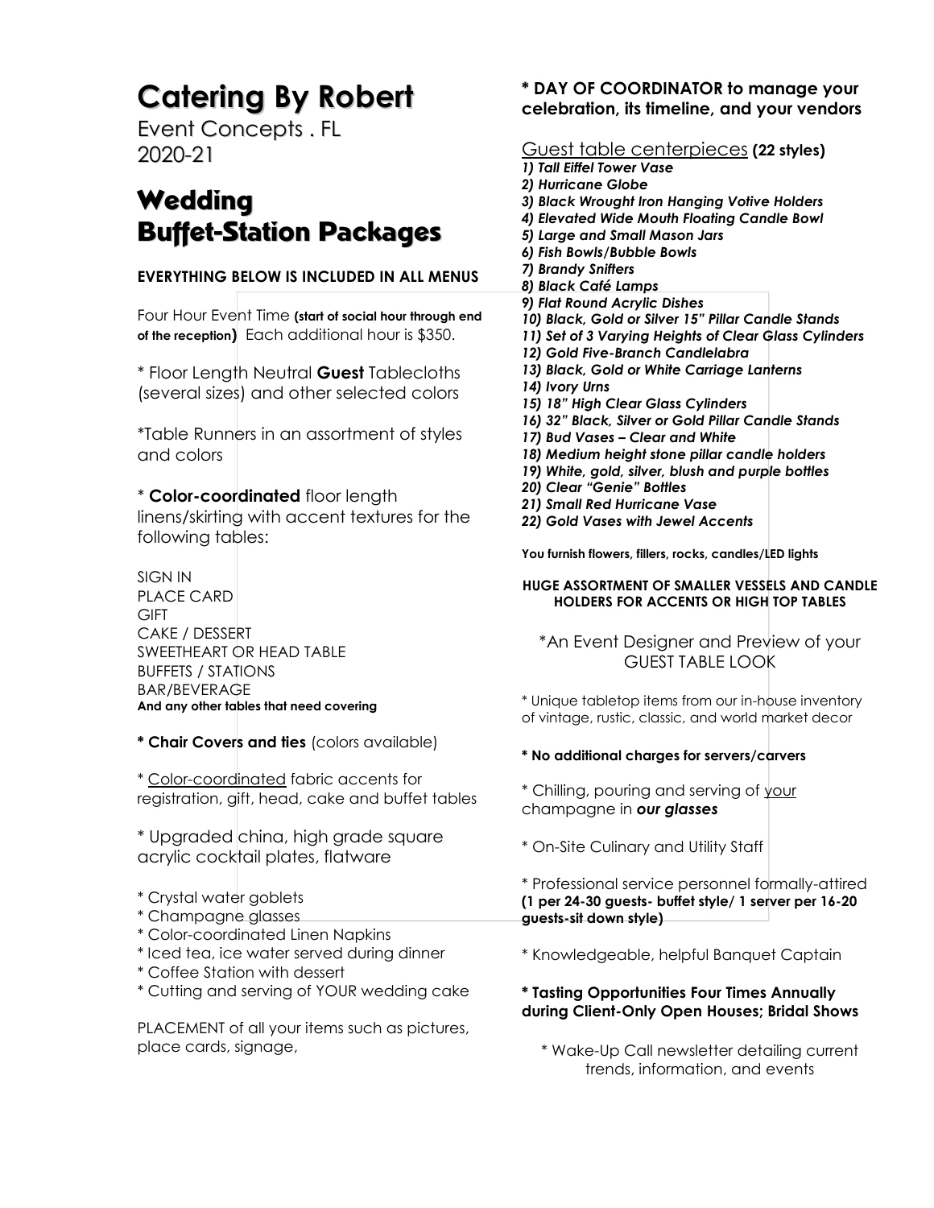# Catering By Robert

Event Concepts . FL
2020-21

## Wedding Buffet-Station Packages

**EVERYTHING BELOW IS INCLUDED IN ALL MENUS**

Four Hour Event Time **(start of social hour through end of the reception)** Each additional hour is $350.

* Floor Length Neutral **Guest** Tablecloths (several sizes) and other selected colors

*Table Runners in an assortment of styles and colors

* **Color-coordinated** floor length linens/skirting with accent textures for the following tables:

SIGN IN
PLACE CARD
GIFT
CAKE / DESSERT
SWEETHEART OR HEAD TABLE
BUFFETS / STATIONS
BAR/BEVERAGE
**And any other tables that need covering**

* **Chair Covers and ties** (colors available)

* Color-coordinated fabric accents for registration, gift, head, cake and buffet tables

* Upgraded china, high grade square acrylic cocktail plates, flatware

* Crystal water goblets
* Champagne glasses
* Color-coordinated Linen Napkins
* Iced tea, ice water served during dinner
* Coffee Station with dessert
* Cutting and serving of YOUR wedding cake

PLACEMENT of all your items such as pictures, place cards, signage,

**\* DAY OF COORDINATOR to manage your celebration, its timeline, and your vendors**

Guest table centerpieces **(22 styles)**

***1) Tall Eiffel Tower Vase***
***2) Hurricane Globe***
***3) Black Wrought Iron Hanging Votive Holders***
***4) Elevated Wide Mouth Floating Candle Bowl***
***5) Large and Small Mason Jars***
***6) Fish Bowls/Bubble Bowls***
***7) Brandy Snifters***
***8) Black Café Lamps***
***9) Flat Round Acrylic Dishes***
***10) Black, Gold or Silver 15" Pillar Candle Stands***
***11) Set of 3 Varying Heights of Clear Glass Cylinders***
***12) Gold Five-Branch Candlelabra***
***13) Black, Gold or White Carriage Lanterns***
***14) Ivory Urns***
***15) 18" High Clear Glass Cylinders***
***16) 32" Black, Silver or Gold Pillar Candle Stands***
***17) Bud Vases – Clear and White***
***18) Medium height stone pillar candle holders***
***19) White, gold, silver, blush and purple bottles***
***20) Clear "Genie" Bottles***
***21) Small Red Hurricane Vase***
***22) Gold Vases with Jewel Accents***

**You furnish flowers, fillers, rocks, candles/LED lights**

**HUGE ASSORTMENT OF SMALLER VESSELS AND CANDLE HOLDERS FOR ACCENTS OR HIGH TOP TABLES**

*An Event Designer and Preview of your GUEST TABLE LOOK

* Unique tabletop items from our in-house inventory of vintage, rustic, classic, and world market decor

**\* No additional charges for servers/carvers**

* Chilling, pouring and serving of your champagne in ***our glasses***

* On-Site Culinary and Utility Staff

* Professional service personnel formally-attired **(1 per 24-30 guests- buffet style/ 1 server per 16-20 guests-sit down style)**

* Knowledgeable, helpful Banquet Captain

**\* Tasting Opportunities Four Times Annually during Client-Only Open Houses; Bridal Shows**

* Wake-Up Call newsletter detailing current trends, information, and events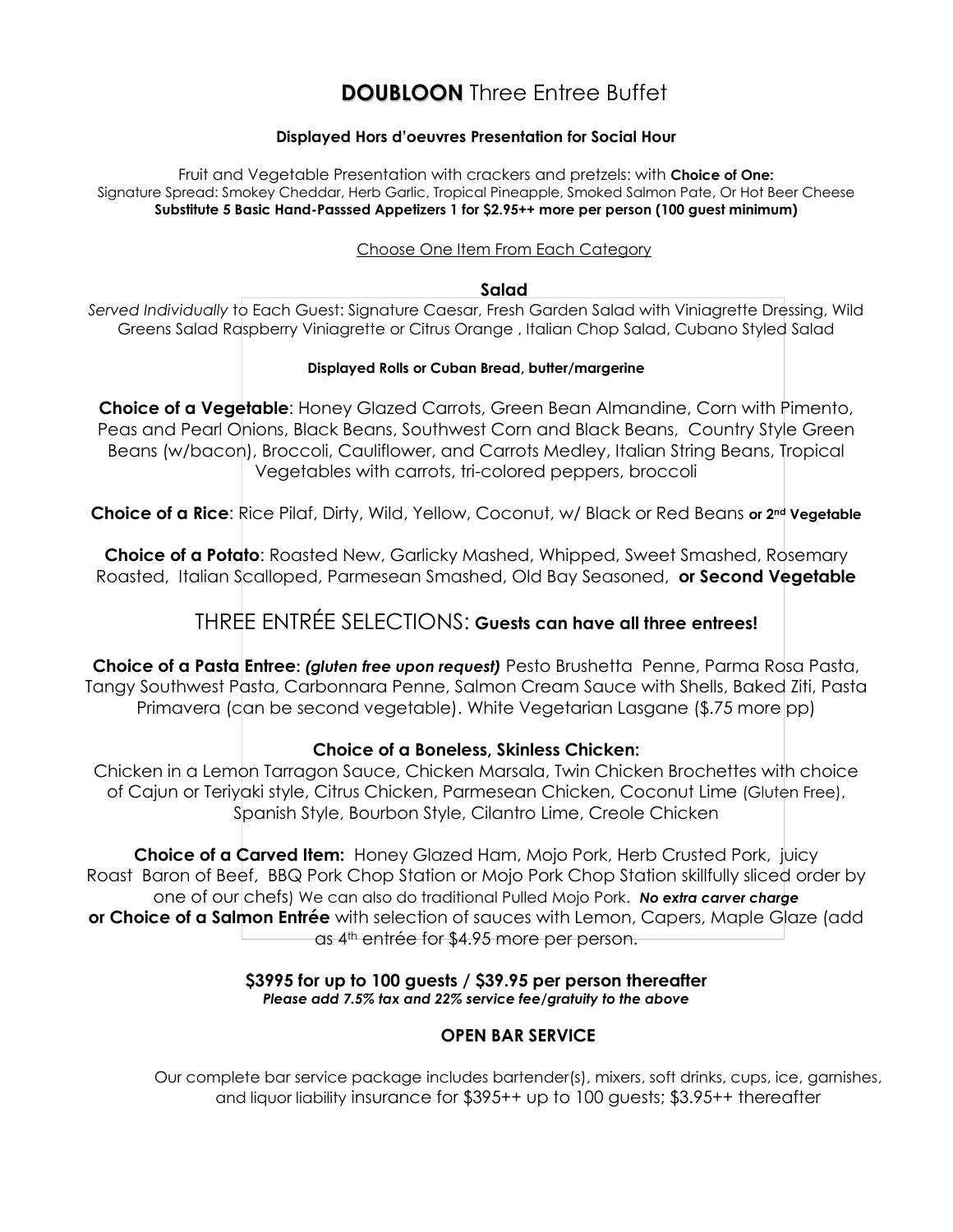# **DOUBLOON** Three Entree Buffet

**Displayed Hors d'oeuvres Presentation for Social Hour**

Fruit and Vegetable Presentation with crackers and pretzels: with **Choice of One:**
Signature Spread: Smokey Cheddar, Herb Garlic, Tropical Pineapple, Smoked Salmon Pate, Or Hot Beer Cheese
**Substitute 5 Basic Hand-Passsed Appetizers 1 for $2.95++ more per person (100 guest minimum)**

Choose One Item From Each Category

**Salad**

*Served Individually* to Each Guest: Signature Caesar, Fresh Garden Salad with Viniagrette Dressing, Wild Greens Salad Raspberry Viniagrette or Citrus Orange , Italian Chop Salad, Cubano Styled Salad

**Displayed Rolls or Cuban Bread, butter/margerine**

**Choice of a Vegetable**: Honey Glazed Carrots, Green Bean Almandine, Corn with Pimento, Peas and Pearl Onions, Black Beans, Southwest Corn and Black Beans, Country Style Green Beans (w/bacon), Broccoli, Cauliflower, and Carrots Medley, Italian String Beans, Tropical Vegetables with carrots, tri-colored peppers, broccoli

**Choice of a Rice**: Rice Pilaf, Dirty, Wild, Yellow, Coconut, w/ Black or Red Beans **or 2nd Vegetable**

**Choice of a Potato**: Roasted New, Garlicky Mashed, Whipped, Sweet Smashed, Rosemary Roasted, Italian Scalloped, Parmesean Smashed, Old Bay Seasoned, **or Second Vegetable**

## THREE ENTRÉE SELECTIONS: **Guests can have all three entrees!**

**Choice of a Pasta Entree:** ***(gluten free upon request)*** Pesto Brushetta Penne, Parma Rosa Pasta, Tangy Southwest Pasta, Carbonnara Penne, Salmon Cream Sauce with Shells, Baked Ziti, Pasta Primavera (can be second vegetable). White Vegetarian Lasgane ($.75 more pp)

**Choice of a Boneless, Skinless Chicken:**

Chicken in a Lemon Tarragon Sauce, Chicken Marsala, Twin Chicken Brochettes with choice of Cajun or Teriyaki style, Citrus Chicken, Parmesean Chicken, Coconut Lime (Gluten Free), Spanish Style, Bourbon Style, Cilantro Lime, Creole Chicken

**Choice of a Carved Item:** Honey Glazed Ham, Mojo Pork, Herb Crusted Pork, juicy Roast Baron of Beef, BBQ Pork Chop Station or Mojo Pork Chop Station skillfully sliced order by one of our chefs) We can also do traditional Pulled Mojo Pork. ***No extra carver charge***
**or Choice of a Salmon Entrée** with selection of sauces with Lemon, Capers, Maple Glaze (add as 4th entrée for $4.95 more per person.

**$3995 for up to 100 guests / $39.95 per person thereafter**
***Please add 7.5% tax and 22% service fee/gratuity to the above***

**OPEN BAR SERVICE**

Our complete bar service package includes bartender(s), mixers, soft drinks, cups, ice, garnishes, and liquor liability insurance for $395++ up to 100 guests; $3.95++ thereafter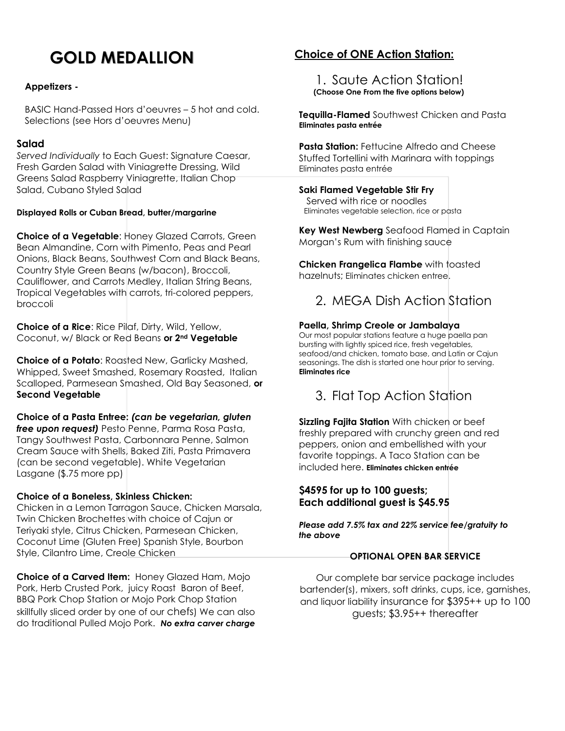# GOLD MEDALLION

**Appetizers -**

BASIC Hand-Passed Hors d'oeuvres – 5 hot and cold. Selections (see Hors d'oeuvres Menu)

**Salad**

*Served Individually* to Each Guest: Signature Caesar, Fresh Garden Salad with Viniagrette Dressing, Wild Greens Salad Raspberry Viniagrette, Italian Chop Salad, Cubano Styled Salad

**Displayed Rolls or Cuban Bread, butter/margarine**

**Choice of a Vegetable**: Honey Glazed Carrots, Green Bean Almandine, Corn with Pimento, Peas and Pearl Onions, Black Beans, Southwest Corn and Black Beans, Country Style Green Beans (w/bacon), Broccoli, Cauliflower, and Carrots Medley, Italian String Beans, Tropical Vegetables with carrots, tri-colored peppers, broccoli

**Choice of a Rice**: Rice Pilaf, Dirty, Wild, Yellow, Coconut, w/ Black or Red Beans **or 2nd Vegetable**

**Choice of a Potato**: Roasted New, Garlicky Mashed, Whipped, Sweet Smashed, Rosemary Roasted, Italian Scalloped, Parmesean Smashed, Old Bay Seasoned, **or Second Vegetable**

**Choice of a Pasta Entree:** ***(can be vegetarian, gluten free upon request)*** Pesto Penne, Parma Rosa Pasta, Tangy Southwest Pasta, Carbonnara Penne, Salmon Cream Sauce with Shells, Baked Ziti, Pasta Primavera (can be second vegetable). White Vegetarian Lasgane ($.75 more pp)

**Choice of a Boneless, Skinless Chicken:**
Chicken in a Lemon Tarragon Sauce, Chicken Marsala, Twin Chicken Brochettes with choice of Cajun or Teriyaki style, Citrus Chicken, Parmesean Chicken, Coconut Lime (Gluten Free) Spanish Style, Bourbon Style, Cilantro Lime, Creole Chicken

**Choice of a Carved Item:** Honey Glazed Ham, Mojo Pork, Herb Crusted Pork, juicy Roast Baron of Beef, BBQ Pork Chop Station or Mojo Pork Chop Station skillfully sliced order by one of our chefs) We can also do traditional Pulled Mojo Pork. ***No extra carver charge***

## Choice of ONE Action Station:

### 1. Saute Action Station!

**(Choose One From the five options below)**

**Tequilla-Flamed** Southwest Chicken and Pasta
**Eliminates pasta entrée**

**Pasta Station:** Fettucine Alfredo and Cheese Stuffed Tortellini with Marinara with toppings
Eliminates pasta entrée

**Saki Flamed Vegetable Stir Fry**
Served with rice or noodles
Eliminates vegetable selection, rice or pasta

**Key West Newberg** Seafood Flamed in Captain Morgan's Rum with finishing sauce

**Chicken Frangelica Flambe** with toasted hazelnuts; Eliminates chicken entree.

### 2. MEGA Dish Action Station

**Paella, Shrimp Creole or Jambalaya**
Our most popular stations feature a huge paella pan bursting with lightly spiced rice, fresh vegetables, seafood/and chicken, tomato base, and Latin or Cajun seasonings. The dish is started one hour prior to serving.
**Eliminates rice**

### 3. Flat Top Action Station

**Sizzling Fajita Station** With chicken or beef freshly prepared with crunchy green and red peppers, onion and embellished with your favorite toppings. A Taco Station can be included here. **Eliminates chicken entrée**

**$4595 for up to 100 guests;**
**Each additional guest is $45.95**

***Please add 7.5% tax and 22% service fee/gratuity to the above***

**OPTIONAL OPEN BAR SERVICE**

Our complete bar service package includes bartender(s), mixers, soft drinks, cups, ice, garnishes, and liquor liability insurance for $395++ up to 100 guests; $3.95++ thereafter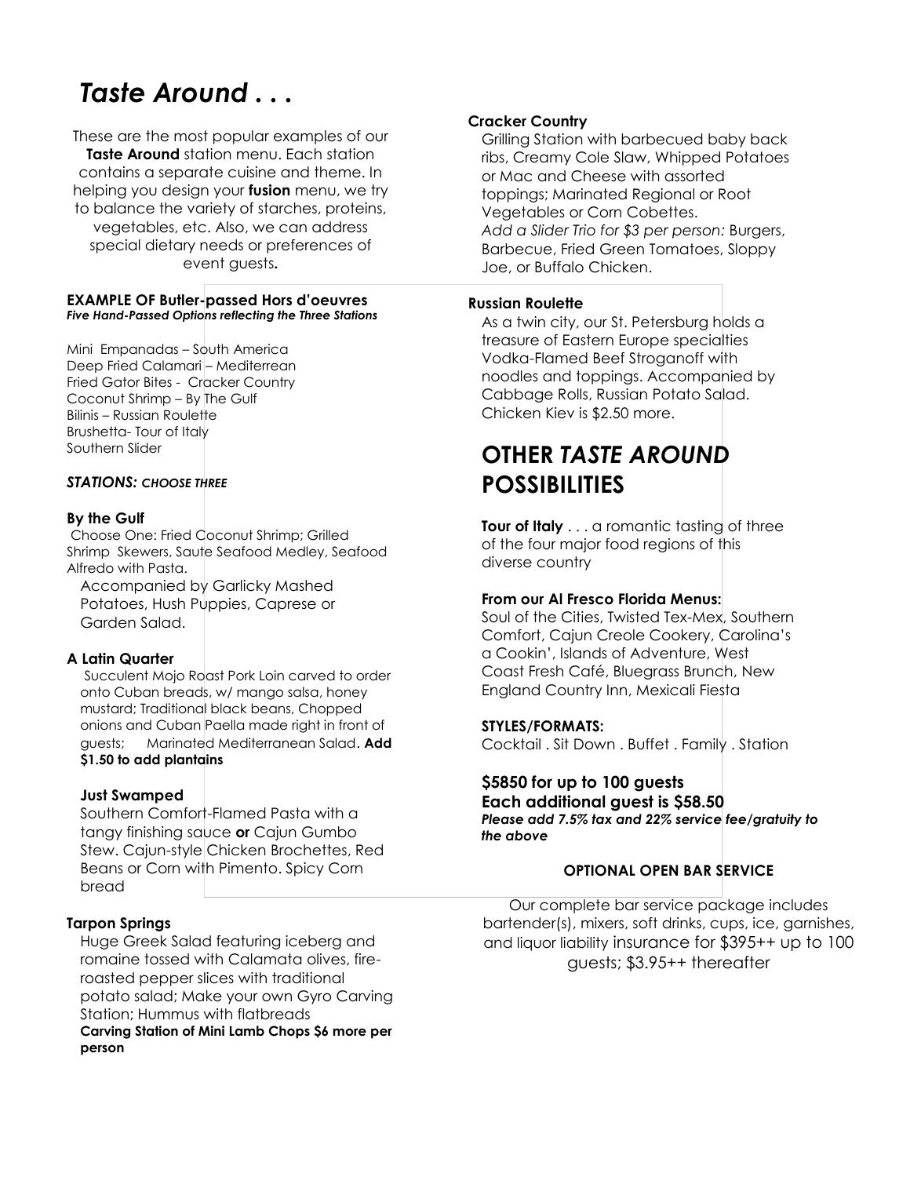# *Taste Around . . .*

These are the most popular examples of our **Taste Around** station menu. Each station contains a separate cuisine and theme. In helping you design your **fusion** menu, we try to balance the variety of starches, proteins, vegetables, etc. Also, we can address special dietary needs or preferences of event guests**.**

**EXAMPLE OF Butler-passed Hors d'oeuvres**
***Five Hand-Passed Options reflecting the Three Stations***

Mini Empanadas – South America
Deep Fried Calamari – Mediterrean
Fried Gator Bites - Cracker Country
Coconut Shrimp – By The Gulf
Bilinis – Russian Roulette
Brushetta- Tour of Italy
Southern Slider

***STATIONS: CHOOSE THREE***

**By the Gulf**
Choose One: Fried Coconut Shrimp; Grilled Shrimp Skewers, Saute Seafood Medley, Seafood Alfredo with Pasta.
Accompanied by Garlicky Mashed Potatoes, Hush Puppies, Caprese or Garden Salad.

**A Latin Quarter**
Succulent Mojo Roast Pork Loin carved to order onto Cuban breads, w/ mango salsa, honey mustard; Traditional black beans, Chopped onions and Cuban Paella made right in front of guests; Marinated Mediterranean Salad. **Add $1.50 to add plantains**

**Just Swamped**
Southern Comfort-Flamed Pasta with a tangy finishing sauce **or** Cajun Gumbo Stew. Cajun-style Chicken Brochettes, Red Beans or Corn with Pimento. Spicy Corn bread

**Tarpon Springs**
Huge Greek Salad featuring iceberg and romaine tossed with Calamata olives, fire-roasted pepper slices with traditional potato salad; Make your own Gyro Carving Station; Hummus with flatbreads
**Carving Station of Mini Lamb Chops $6 more per person**

**Cracker Country**
Grilling Station with barbecued baby back ribs, Creamy Cole Slaw, Whipped Potatoes or Mac and Cheese with assorted toppings; Marinated Regional or Root Vegetables or Corn Cobettes.
*Add a Slider Trio for $3 per person:* Burgers, Barbecue, Fried Green Tomatoes, Sloppy Joe, or Buffalo Chicken.

**Russian Roulette**
As a twin city, our St. Petersburg holds a treasure of Eastern Europe specialties Vodka-Flamed Beef Stroganoff with noodles and toppings. Accompanied by Cabbage Rolls, Russian Potato Salad. Chicken Kiev is $2.50 more.

## OTHER *TASTE AROUND* POSSIBILITIES

**Tour of Italy** . . . a romantic tasting of three of the four major food regions of this diverse country

**From our Al Fresco Florida Menus:**
Soul of the Cities, Twisted Tex-Mex, Southern Comfort, Cajun Creole Cookery, Carolina's a Cookin', Islands of Adventure, West Coast Fresh Café, Bluegrass Brunch, New England Country Inn, Mexicali Fiesta

**STYLES/FORMATS:**
Cocktail . Sit Down . Buffet . Family . Station

**$5850 for up to 100 guests**
**Each additional guest is $58.50**
***Please add 7.5% tax and 22% service fee/gratuity to the above***

**OPTIONAL OPEN BAR SERVICE**

Our complete bar service package includes bartender(s), mixers, soft drinks, cups, ice, garnishes, and liquor liability insurance for $395++ up to 100 guests; $3.95++ thereafter